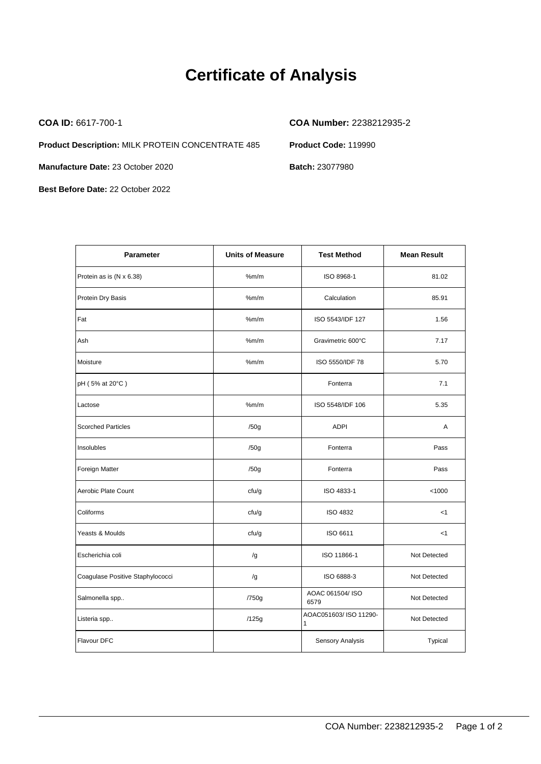# Certificate of Analysis

**COA ID:** 6617-700-1

**COA Number:** 2238212935-2

**Product Description:** MILK PROTEIN CONCENTRATE 485

**Product Code:** 119990

**Manufacture Date:** 23 October 2020

**Batch:** 23077980

**Best Before Date:** 22 October 2022

| Parameter | Units of Measure | Test Method | Mean Result |
|---|---|---|---|
| Protein as is (N x 6.38) | %m/m | ISO 8968-1 | 81.02 |
| Protein Dry Basis | %m/m | Calculation | 85.91 |
| Fat | %m/m | ISO 5543/IDF 127 | 1.56 |
| Ash | %m/m | Gravimetric 600°C | 7.17 |
| Moisture | %m/m | ISO 5550/IDF 78 | 5.70 |
| pH ( 5% at 20°C ) | | Fonterra | 7.1 |
| Lactose | %m/m | ISO 5548/IDF 106 | 5.35 |
| Scorched Particles | /50g | ADPI | A |
| Insolubles | /50g | Fonterra | Pass |
| Foreign Matter | /50g | Fonterra | Pass |
| Aerobic Plate Count | cfu/g | ISO 4833-1 | <1000 |
| Coliforms | cfu/g | ISO 4832 | <1 |
| Yeasts & Moulds | cfu/g | ISO 6611 | <1 |
| Escherichia coli | /g | ISO 11866-1 | Not Detected |
| Coagulase Positive Staphylococci | /g | ISO 6888-3 | Not Detected |
| Salmonella spp.. | /750g | AOAC 061504/ ISO 6579 | Not Detected |
| Listeria spp.. | /125g | AOAC051603/ ISO 11290-1 | Not Detected |
| Flavour DFC | | Sensory Analysis | Typical |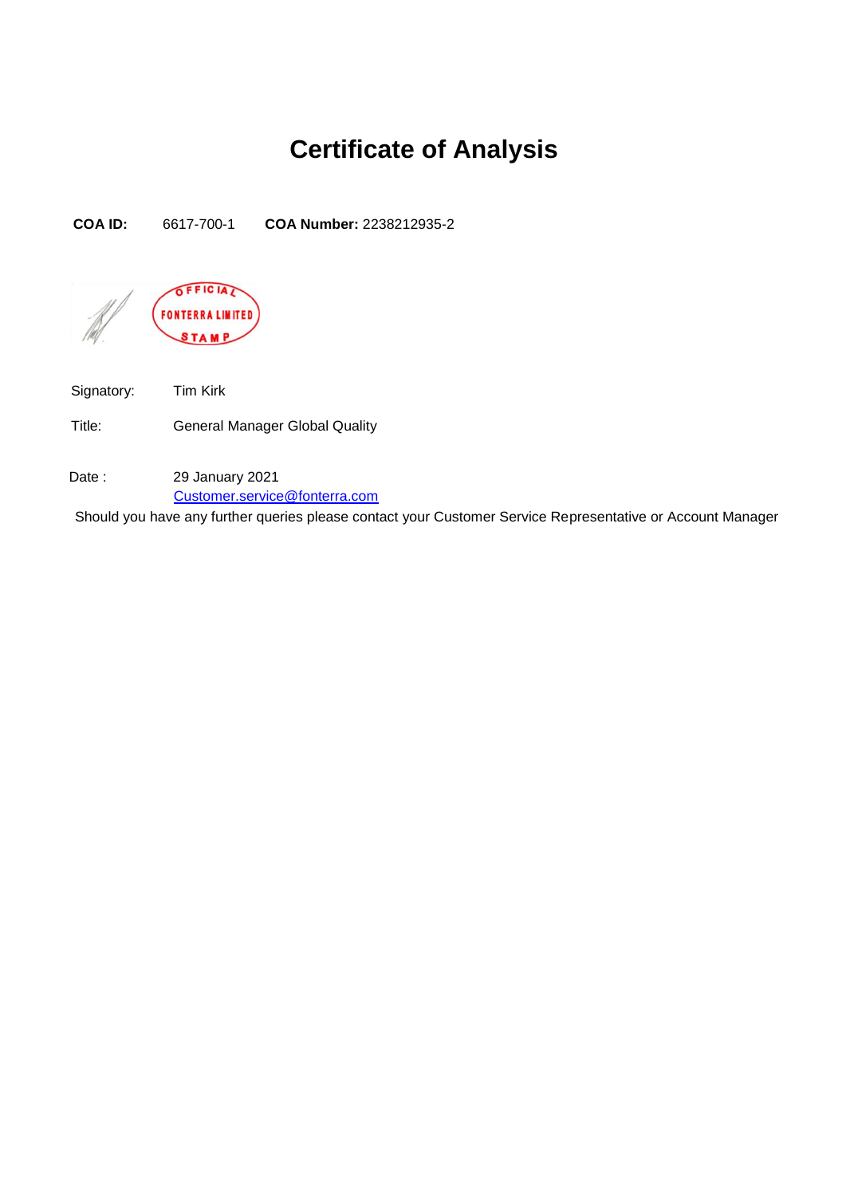# Certificate of Analysis

**COA ID:** 6617-700-1 **COA Number:** 2238212935-2

OFFICIAL FONTERRA LIMITED STAMP

| | |
|---|---|
| Signatory: | Tim Kirk |
| Title: | General Manager Global Quality |
| Date : | 29 January 2021 |

Customer.service@fonterra.com

Should you have any further queries please contact your Customer Service Representative or Account Manager